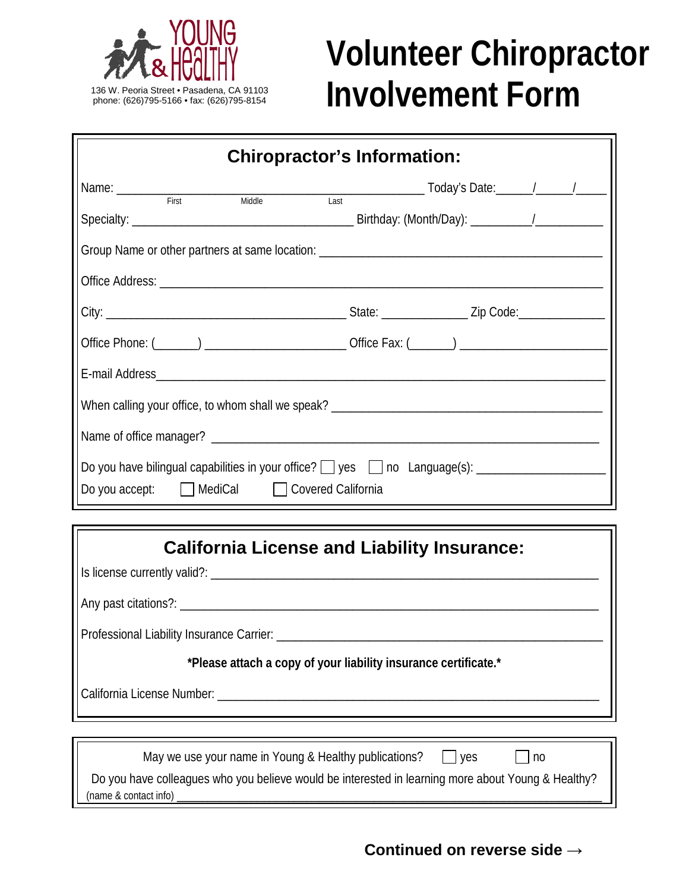YOUNG & HeaLTHY

136 W. Peoria Street • Pasadena, CA 91103
phone: (626)795-5166 • fax: (626)795-8154

# Volunteer Chiropractor Involvement Form

## Chiropractor's Information:

Name: ________________________________________________ Today's Date:_____/_____/_____
First Middle Last

Specialty: __________________________________ Birthday: (Month/Day): _________/__________

Group Name or other partners at same location: ________________________________________

Office Address: ______________________________________________________________

City: _____________________________________ State: _____________ Zip Code:_____________

Office Phone: (______) ______________________ Office Fax: (______) _____________________

E-mail Address________________________________________________________________

When calling your office, to whom shall we speak? ______________________________________

Name of office manager? _____________________________________________________

Do you have bilingual capabilities in your office? ☐ yes ☐ no Language(s): __________________

Do you accept: ☐ MediCal ☐ Covered California

## California License and Liability Insurance:

Is license currently valid?: _____________________________________________________

Any past citations?: _________________________________________________________

Professional Liability Insurance Carrier: ___________________________________________

**\*Please attach a copy of your liability insurance certificate.\***

California License Number: ____________________________________________________

May we use your name in Young & Healthy publications? ☐ yes ☐ no

Do you have colleagues who you believe would be interested in learning more about Young & Healthy?
(name & contact info) ______________________________________________________________

**Continued on reverse side →**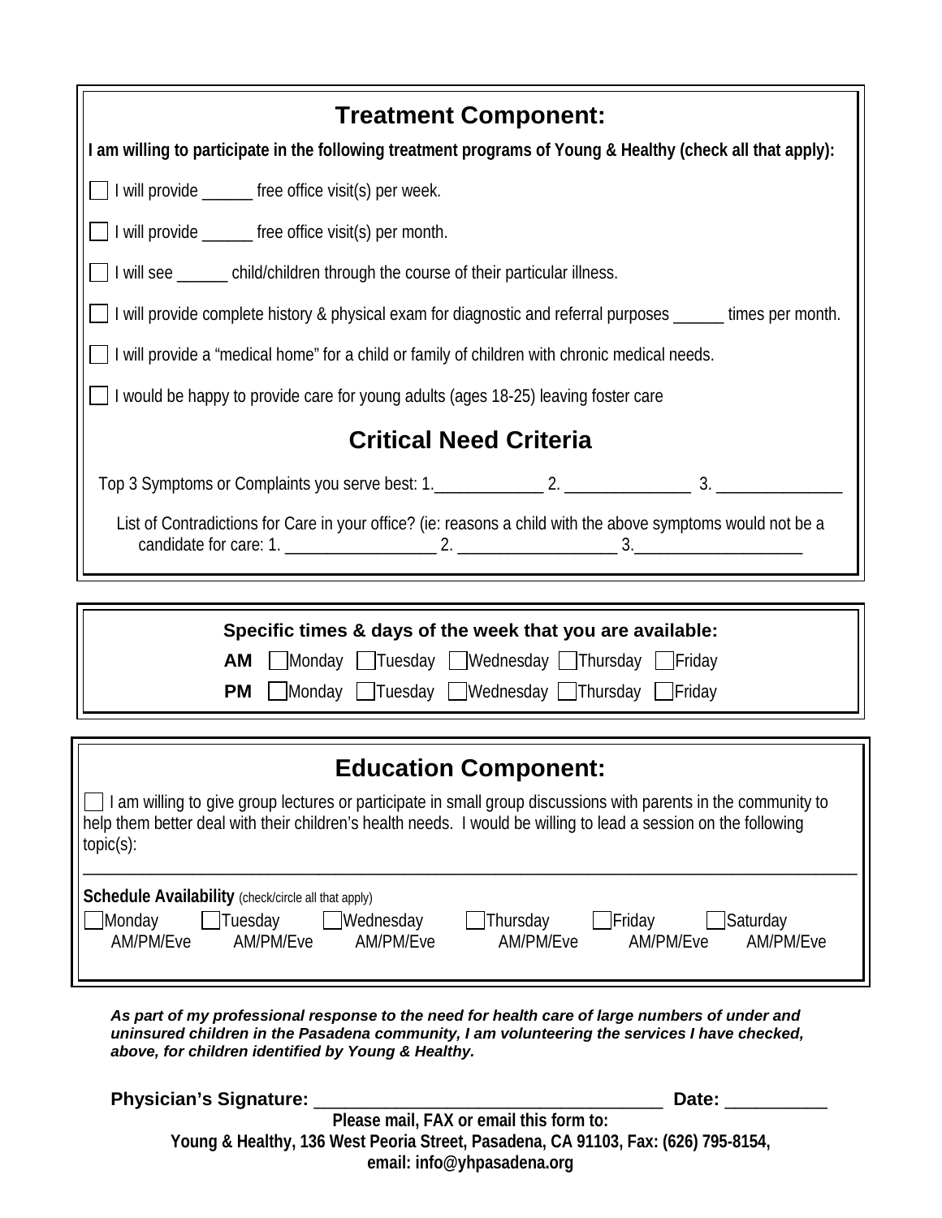## Treatment Component:

**I am willing to participate in the following treatment programs of Young & Healthy (check all that apply):**

☐ I will provide ______ free office visit(s) per week.

☐ I will provide ______ free office visit(s) per month.

☐ I will see ______ child/children through the course of their particular illness.

☐ I will provide complete history & physical exam for diagnostic and referral purposes ______ times per month.

☐ I will provide a "medical home" for a child or family of children with chronic medical needs.

☐ I would be happy to provide care for young adults (ages 18-25) leaving foster care

## Critical Need Criteria

Top 3 Symptoms or Complaints you serve best: 1.____________ 2. ______________ 3. ______________

List of Contradictions for Care in your office? (ie: reasons a child with the above symptoms would not be a candidate for care: 1. _________________ 2. __________________ 3.___________________

**Specific times & days of the week that you are available:**

**AM** ☐Monday ☐Tuesday ☐Wednesday ☐Thursday ☐Friday

**PM** ☐Monday ☐Tuesday ☐Wednesday ☐Thursday ☐Friday

## Education Component:

☐ I am willing to give group lectures or participate in small group discussions with parents in the community to help them better deal with their children's health needs. I would be willing to lead a session on the following topic(s):

_____________________________________________________________________________

**Schedule Availability** (check/circle all that apply)

| | | | | | |
|---|---|---|---|---|---|
| ☐Monday | ☐Tuesday | ☐Wednesday | ☐Thursday | ☐Friday | ☐Saturday |
| AM/PM/Eve | AM/PM/Eve | AM/PM/Eve | AM/PM/Eve | AM/PM/Eve | AM/PM/Eve |

***As part of my professional response to the need for health care of large numbers of under and uninsured children in the Pasadena community, I am volunteering the services I have checked, above, for children identified by Young & Healthy.***

**Physician's Signature:** ___________________________________ **Date:** __________

**Please mail, FAX or email this form to:**
**Young & Healthy, 136 West Peoria Street, Pasadena, CA 91103, Fax: (626) 795-8154,**
**email: info@yhpasadena.org**